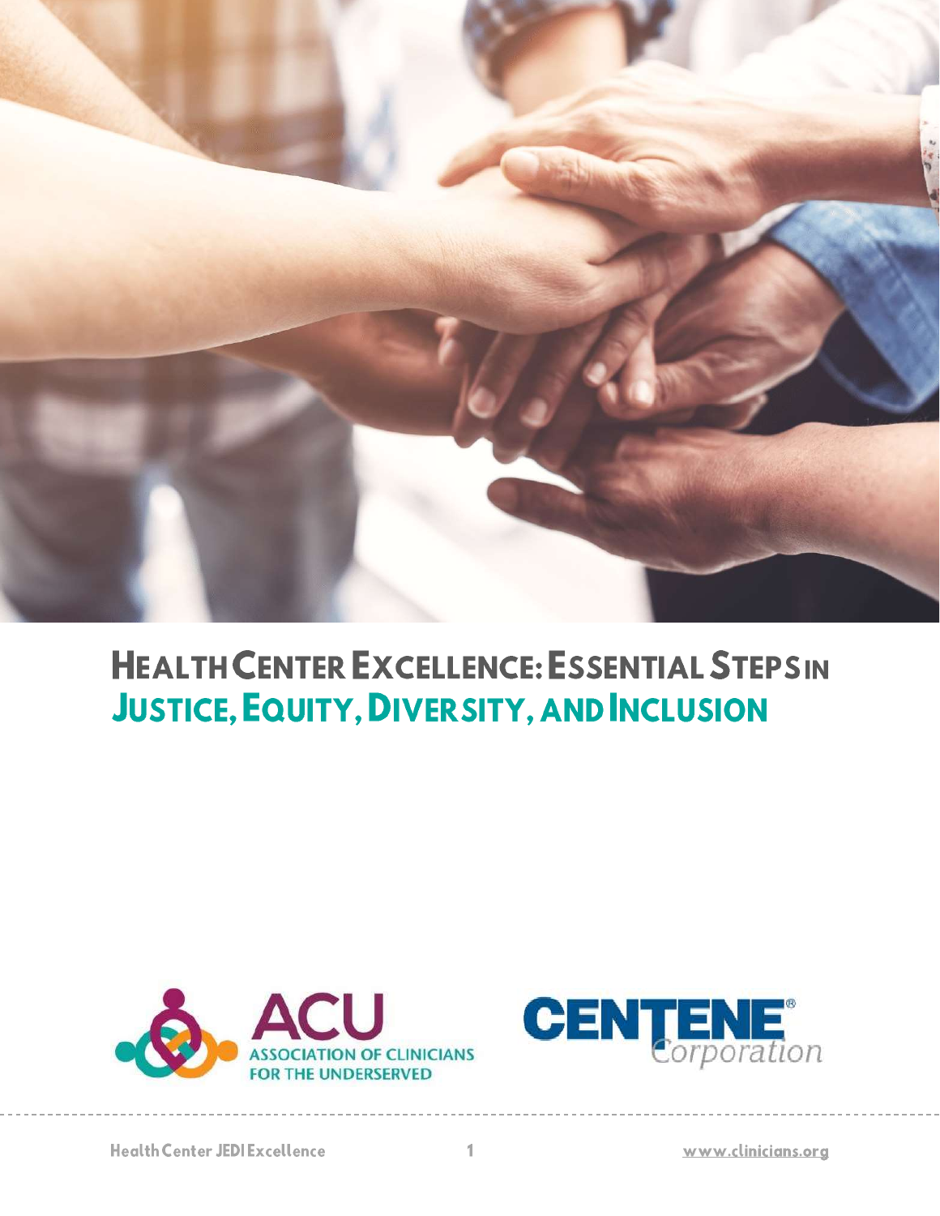# Health Center Excellence: Essential Steps in Justice, Equity, Diversity, and Inclusion

ACU ASSOCIATION OF CLINICIANS FOR THE UNDERSERVED

CENTENE® Corporation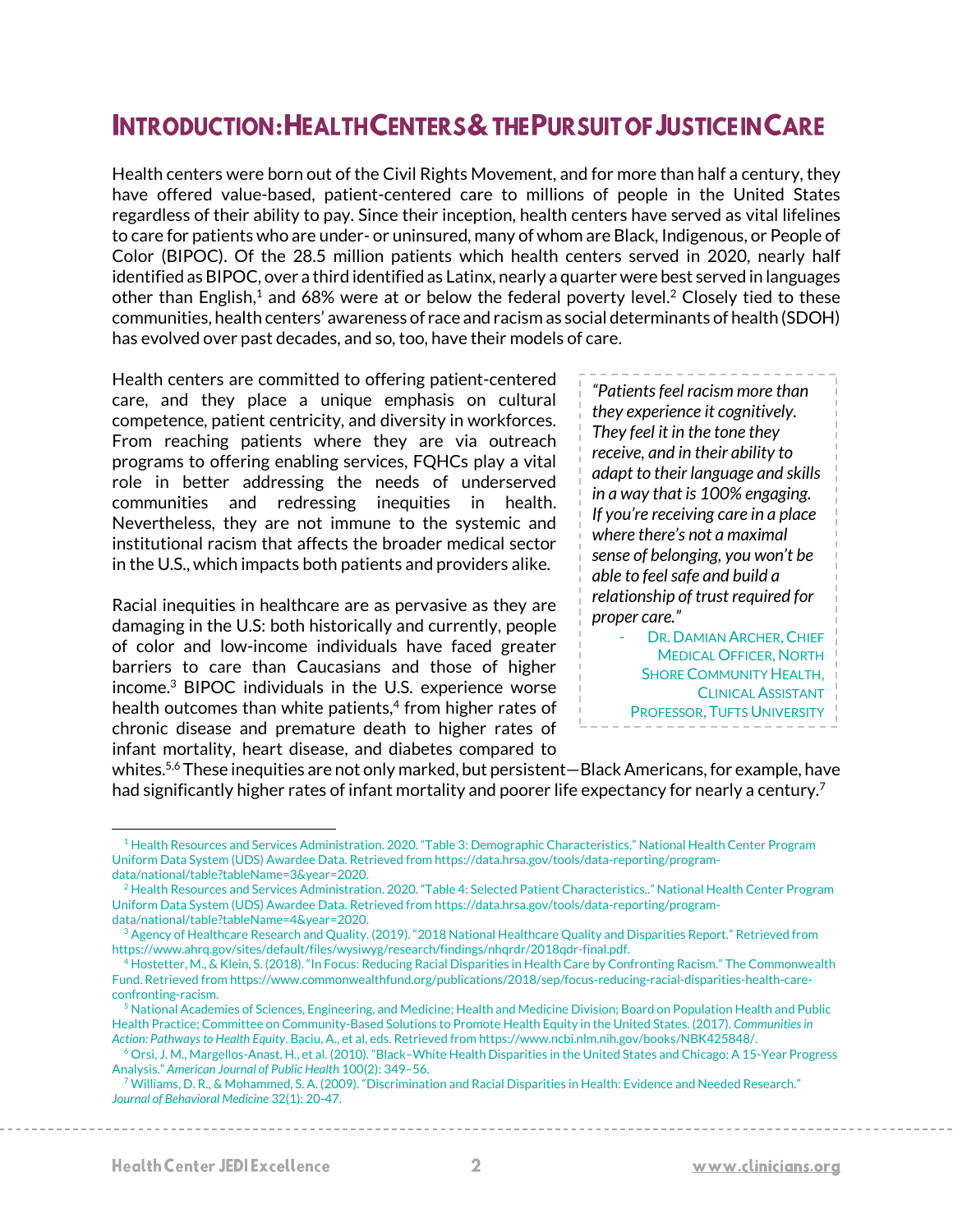# Introduction: Health Centers & the Pursuit of Justice in Care

Health centers were born out of the Civil Rights Movement, and for more than half a century, they have offered value-based, patient-centered care to millions of people in the United States regardless of their ability to pay. Since their inception, health centers have served as vital lifelines to care for patients who are under- or uninsured, many of whom are Black, Indigenous, or People of Color (BIPOC). Of the 28.5 million patients which health centers served in 2020, nearly half identified as BIPOC, over a third identified as Latinx, nearly a quarter were best served in languages other than English,[1] and 68% were at or below the federal poverty level.[2] Closely tied to these communities, health centers' awareness of race and racism as social determinants of health (SDOH) has evolved over past decades, and so, too, have their models of care.

Health centers are committed to offering patient-centered care, and they place a unique emphasis on cultural competence, patient centricity, and diversity in workforces. From reaching patients where they are via outreach programs to offering enabling services, FQHCs play a vital role in better addressing the needs of underserved communities and redressing inequities in health. Nevertheless, they are not immune to the systemic and institutional racism that affects the broader medical sector in the U.S., which impacts both patients and providers alike.

> *"Patients feel racism more than they experience it cognitively. They feel it in the tone they receive, and in their ability to adapt to their language and skills in a way that is 100% engaging. If you're receiving care in a place where there's not a maximal sense of belonging, you won't be able to feel safe and build a relationship of trust required for proper care."*
>
> \- Dr. Damian Archer, Chief Medical Officer, North Shore Community Health, Clinical Assistant Professor, Tufts University

Racial inequities in healthcare are as pervasive as they are damaging in the U.S: both historically and currently, people of color and low-income individuals have faced greater barriers to care than Caucasians and those of higher income.[3] BIPOC individuals in the U.S. experience worse health outcomes than white patients,[4] from higher rates of chronic disease and premature death to higher rates of infant mortality, heart disease, and diabetes compared to whites.[5,6] These inequities are not only marked, but persistent—Black Americans, for example, have had significantly higher rates of infant mortality and poorer life expectancy for nearly a century.[7]

---

[1] Health Resources and Services Administration. 2020. "Table 3: Demographic Characteristics." National Health Center Program Uniform Data System (UDS) Awardee Data. Retrieved from https://data.hrsa.gov/tools/data-reporting/program-data/national/table?tableName=3&year=2020.

[2] Health Resources and Services Administration. 2020. "Table 4: Selected Patient Characteristics.." National Health Center Program Uniform Data System (UDS) Awardee Data. Retrieved from https://data.hrsa.gov/tools/data-reporting/program-data/national/table?tableName=4&year=2020.

[3] Agency of Healthcare Research and Quality. (2019). "2018 National Healthcare Quality and Disparities Report." Retrieved from https://www.ahrq.gov/sites/default/files/wysiwyg/research/findings/nhqrdr/2018qdr-final.pdf.

[4] Hostetter, M., & Klein, S. (2018). "In Focus: Reducing Racial Disparities in Health Care by Confronting Racism." The Commonwealth Fund. Retrieved from https://www.commonwealthfund.org/publications/2018/sep/focus-reducing-racial-disparities-health-care-confronting-racism.

[5] National Academies of Sciences, Engineering, and Medicine; Health and Medicine Division; Board on Population Health and Public Health Practice; Committee on Community-Based Solutions to Promote Health Equity in the United States. (2017). *Communities in Action: Pathways to Health Equity*. Baciu, A., et al, eds. Retrieved from https://www.ncbi.nlm.nih.gov/books/NBK425848/.

[6] Orsi, J. M., Margellos-Anast, H., et al. (2010). "Black–White Health Disparities in the United States and Chicago: A 15-Year Progress Analysis." *American Journal of Public Health* 100(2): 349–56.

[7] Williams, D. R., & Mohammed, S. A. (2009). "Discrimination and Racial Disparities in Health: Evidence and Needed Research." *Journal of Behavioral Medicine* 32(1): 20-47.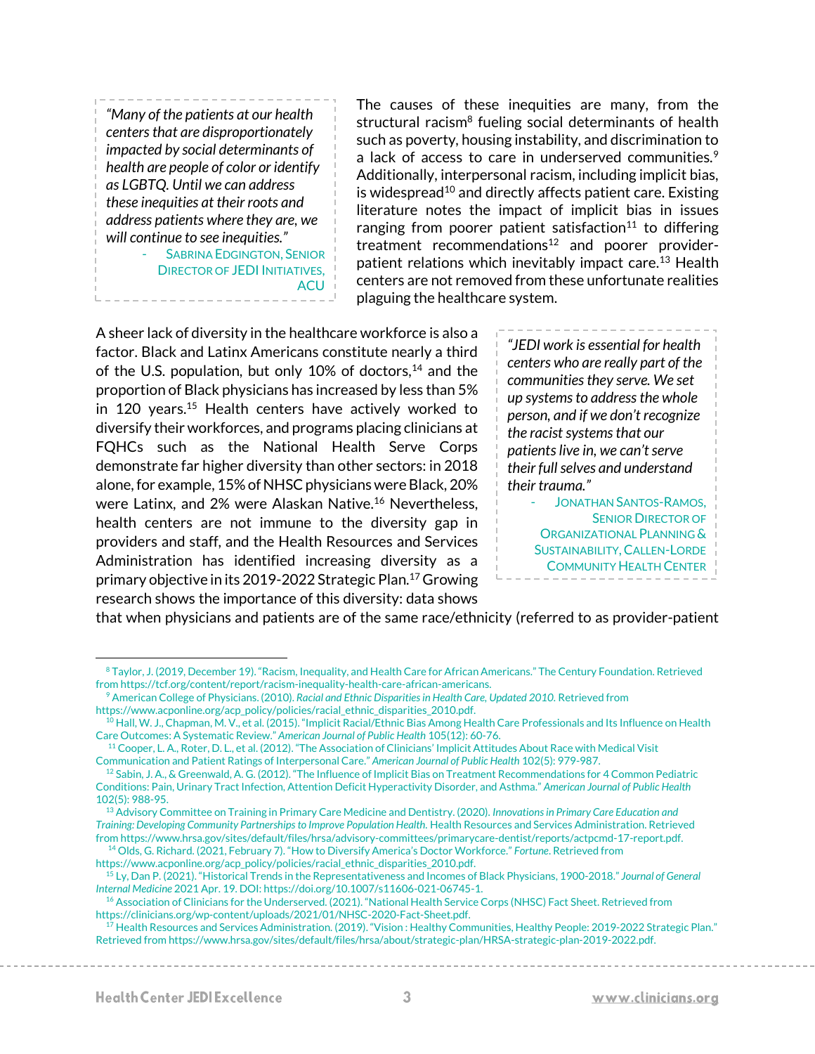> *"Many of the patients at our health centers that are disproportionately impacted by social determinants of health are people of color or identify as LGBTQ. Until we can address these inequities at their roots and address patients where they are, we will continue to see inequities."*
>
> \- Sabrina Edgington, Senior Director of JEDI Initiatives, ACU

The causes of these inequities are many, from the structural racism[8] fueling social determinants of health such as poverty, housing instability, and discrimination to a lack of access to care in underserved communities.[9] Additionally, interpersonal racism, including implicit bias, is widespread[10] and directly affects patient care. Existing literature notes the impact of implicit bias in issues ranging from poorer patient satisfaction[11] to differing treatment recommendations[12] and poorer provider-patient relations which inevitably impact care.[13] Health centers are not removed from these unfortunate realities plaguing the healthcare system.

> *"JEDI work is essential for health centers who are really part of the communities they serve. We set up systems to address the whole person, and if we don't recognize the racist systems that our patients live in, we can't serve their full selves and understand their trauma."*
>
> \- Jonathan Santos-Ramos, Senior Director of Organizational Planning & Sustainability, Callen-Lorde Community Health Center

A sheer lack of diversity in the healthcare workforce is also a factor. Black and Latinx Americans constitute nearly a third of the U.S. population, but only 10% of doctors,[14] and the proportion of Black physicians has increased by less than 5% in 120 years.[15] Health centers have actively worked to diversify their workforces, and programs placing clinicians at FQHCs such as the National Health Serve Corps demonstrate far higher diversity than other sectors: in 2018 alone, for example, 15% of NHSC physicians were Black, 20% were Latinx, and 2% were Alaskan Native.[16] Nevertheless, health centers are not immune to the diversity gap in providers and staff, and the Health Resources and Services Administration has identified increasing diversity as a primary objective in its 2019-2022 Strategic Plan.[17] Growing research shows the importance of this diversity: data shows that when physicians and patients are of the same race/ethnicity (referred to as provider-patient

---

[8] Taylor, J. (2019, December 19). "Racism, Inequality, and Health Care for African Americans." The Century Foundation. Retrieved from https://tcf.org/content/report/racism-inequality-health-care-african-americans.

[9] American College of Physicians. (2010). *Racial and Ethnic Disparities in Health Care, Updated 2010.* Retrieved from https://www.acponline.org/acp_policy/policies/racial_ethnic_disparities_2010.pdf.

[10] Hall, W. J., Chapman, M. V., et al. (2015). "Implicit Racial/Ethnic Bias Among Health Care Professionals and Its Influence on Health Care Outcomes: A Systematic Review." *American Journal of Public Health* 105(12): 60-76.

[11] Cooper, L. A., Roter, D. L., et al. (2012). "The Association of Clinicians' Implicit Attitudes About Race with Medical Visit Communication and Patient Ratings of Interpersonal Care." *American Journal of Public Health* 102(5): 979-987.

[12] Sabin, J. A., & Greenwald, A. G. (2012). "The Influence of Implicit Bias on Treatment Recommendations for 4 Common Pediatric Conditions: Pain, Urinary Tract Infection, Attention Deficit Hyperactivity Disorder, and Asthma." *American Journal of Public Health* 102(5): 988-95.

[13] Advisory Committee on Training in Primary Care Medicine and Dentistry. (2020). *Innovations in Primary Care Education and Training: Developing Community Partnerships to Improve Population Health.* Health Resources and Services Administration. Retrieved from https://www.hrsa.gov/sites/default/files/hrsa/advisory-committees/primarycare-dentist/reports/actpcmd-17-report.pdf.

[14] Olds, G. Richard. (2021, February 7). "How to Diversify America's Doctor Workforce." *Fortune*. Retrieved from https://www.acponline.org/acp_policy/policies/racial_ethnic_disparities_2010.pdf.

[15] Ly, Dan P. (2021). "Historical Trends in the Representativeness and Incomes of Black Physicians, 1900-2018." *Journal of General Internal Medicine* 2021 Apr. 19. DOI: https://doi.org/10.1007/s11606-021-06745-1.

[16] Association of Clinicians for the Underserved. (2021). "National Health Service Corps (NHSC) Fact Sheet. Retrieved from https://clinicians.org/wp-content/uploads/2021/01/NHSC-2020-Fact-Sheet.pdf.

[17] Health Resources and Services Administration. (2019). "Vision : Healthy Communities, Healthy People: 2019-2022 Strategic Plan." Retrieved from https://www.hrsa.gov/sites/default/files/hrsa/about/strategic-plan/HRSA-strategic-plan-2019-2022.pdf.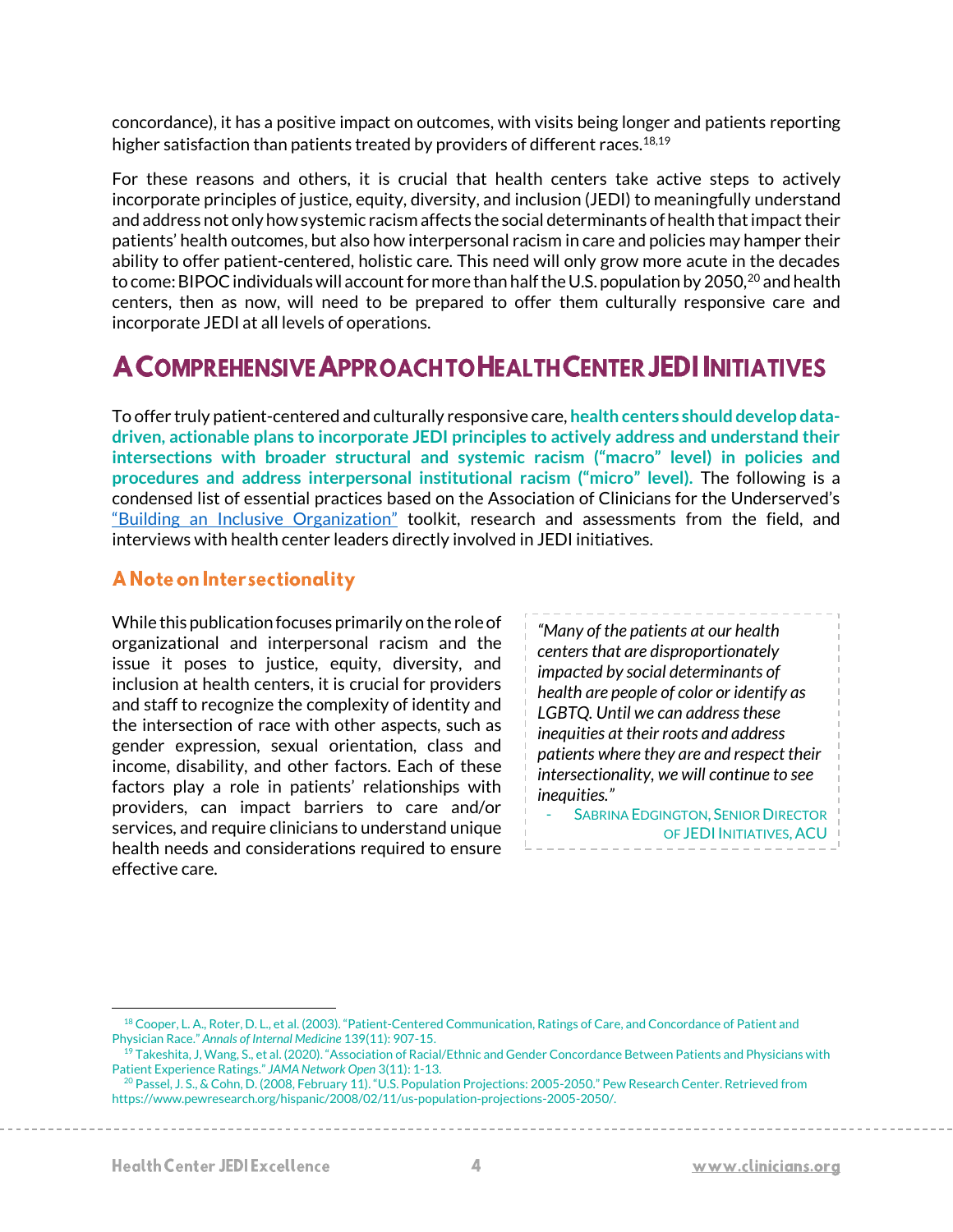concordance), it has a positive impact on outcomes, with visits being longer and patients reporting higher satisfaction than patients treated by providers of different races.[18,19]

For these reasons and others, it is crucial that health centers take active steps to actively incorporate principles of justice, equity, diversity, and inclusion (JEDI) to meaningfully understand and address not only how systemic racism affects the social determinants of health that impact their patients' health outcomes, but also how interpersonal racism in care and policies may hamper their ability to offer patient-centered, holistic care. This need will only grow more acute in the decades to come: BIPOC individuals will account for more than half the U.S. population by 2050,[20] and health centers, then as now, will need to be prepared to offer them culturally responsive care and incorporate JEDI at all levels of operations.

## A Comprehensive Approach to Health Center JEDI Initiatives

To offer truly patient-centered and culturally responsive care, **health centers should develop data-driven, actionable plans to incorporate JEDI principles to actively address and understand their intersections with broader structural and systemic racism ("macro" level) in policies and procedures and address interpersonal institutional racism ("micro" level).** The following is a condensed list of essential practices based on the Association of Clinicians for the Underserved's "Building an Inclusive Organization" toolkit, research and assessments from the field, and interviews with health center leaders directly involved in JEDI initiatives.

### A Note on Intersectionality

While this publication focuses primarily on the role of organizational and interpersonal racism and the issue it poses to justice, equity, diversity, and inclusion at health centers, it is crucial for providers and staff to recognize the complexity of identity and the intersection of race with other aspects, such as gender expression, sexual orientation, class and income, disability, and other factors. Each of these factors play a role in patients' relationships with providers, can impact barriers to care and/or services, and require clinicians to understand unique health needs and considerations required to ensure effective care.

> *"Many of the patients at our health centers that are disproportionately impacted by social determinants of health are people of color or identify as LGBTQ. Until we can address these inequities at their roots and address patients where they are and respect their intersectionality, we will continue to see inequities."*
>
> - Sabrina Edgington, Senior Director of JEDI Initiatives, ACU

---

[18] Cooper, L. A., Roter, D. L., et al. (2003). "Patient-Centered Communication, Ratings of Care, and Concordance of Patient and Physician Race." *Annals of Internal Medicine* 139(11): 907-15.

[19] Takeshita, J, Wang, S., et al. (2020). "Association of Racial/Ethnic and Gender Concordance Between Patients and Physicians with Patient Experience Ratings." *JAMA Network Open* 3(11): 1-13.

[20] Passel, J. S., & Cohn, D. (2008, February 11). "U.S. Population Projections: 2005-2050." Pew Research Center. Retrieved from https://www.pewresearch.org/hispanic/2008/02/11/us-population-projections-2005-2050/.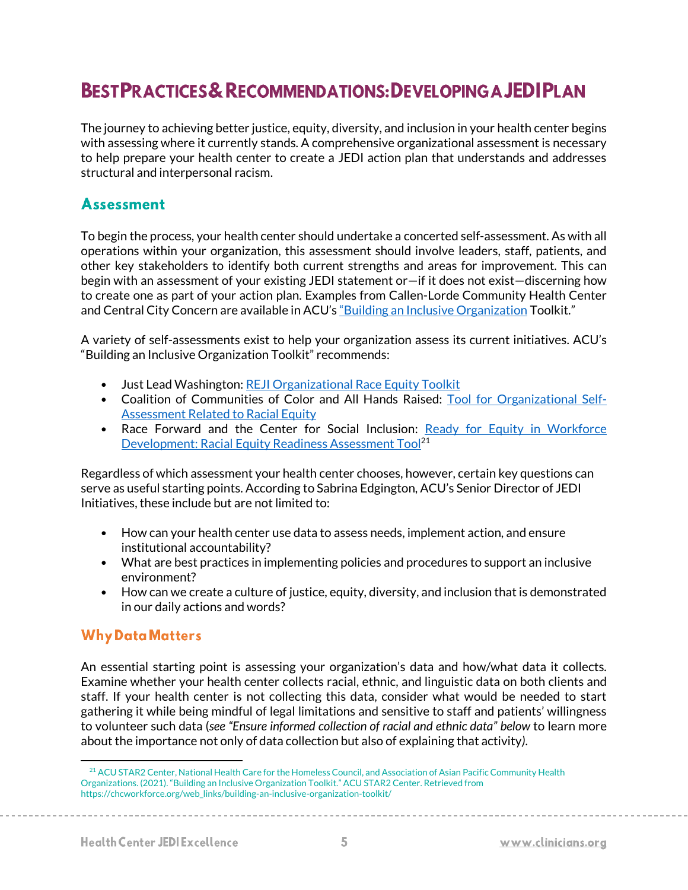# Best Practices & Recommendations: Developing a JEDI Plan

The journey to achieving better justice, equity, diversity, and inclusion in your health center begins with assessing where it currently stands. A comprehensive organizational assessment is necessary to help prepare your health center to create a JEDI action plan that understands and addresses structural and interpersonal racism.

## Assessment

To begin the process, your health center should undertake a concerted self-assessment. As with all operations within your organization, this assessment should involve leaders, staff, patients, and other key stakeholders to identify both current strengths and areas for improvement. This can begin with an assessment of your existing JEDI statement or—if it does not exist—discerning how to create one as part of your action plan. Examples from Callen-Lorde Community Health Center and Central City Concern are available in ACU's "Building an Inclusive Organization Toolkit."

A variety of self-assessments exist to help your organization assess its current initiatives. ACU's "Building an Inclusive Organization Toolkit" recommends:

- Just Lead Washington: REJI Organizational Race Equity Toolkit
- Coalition of Communities of Color and All Hands Raised: Tool for Organizational Self-Assessment Related to Racial Equity
- Race Forward and the Center for Social Inclusion: Ready for Equity in Workforce Development: Racial Equity Readiness Assessment Tool[21]

Regardless of which assessment your health center chooses, however, certain key questions can serve as useful starting points. According to Sabrina Edgington, ACU's Senior Director of JEDI Initiatives, these include but are not limited to:

- How can your health center use data to assess needs, implement action, and ensure institutional accountability?
- What are best practices in implementing policies and procedures to support an inclusive environment?
- How can we create a culture of justice, equity, diversity, and inclusion that is demonstrated in our daily actions and words?

### Why Data Matters

An essential starting point is assessing your organization's data and how/what data it collects. Examine whether your health center collects racial, ethnic, and linguistic data on both clients and staff. If your health center is not collecting this data, consider what would be needed to start gathering it while being mindful of legal limitations and sensitive to staff and patients' willingness to volunteer such data (*see "Ensure informed collection of racial and ethnic data" below* to learn more about the importance not only of data collection but also of explaining that activity).

---

[21] ACU STAR2 Center, National Health Care for the Homeless Council, and Association of Asian Pacific Community Health Organizations. (2021). "Building an Inclusive Organization Toolkit." ACU STAR2 Center. Retrieved from https://chcworkforce.org/web_links/building-an-inclusive-organization-toolkit/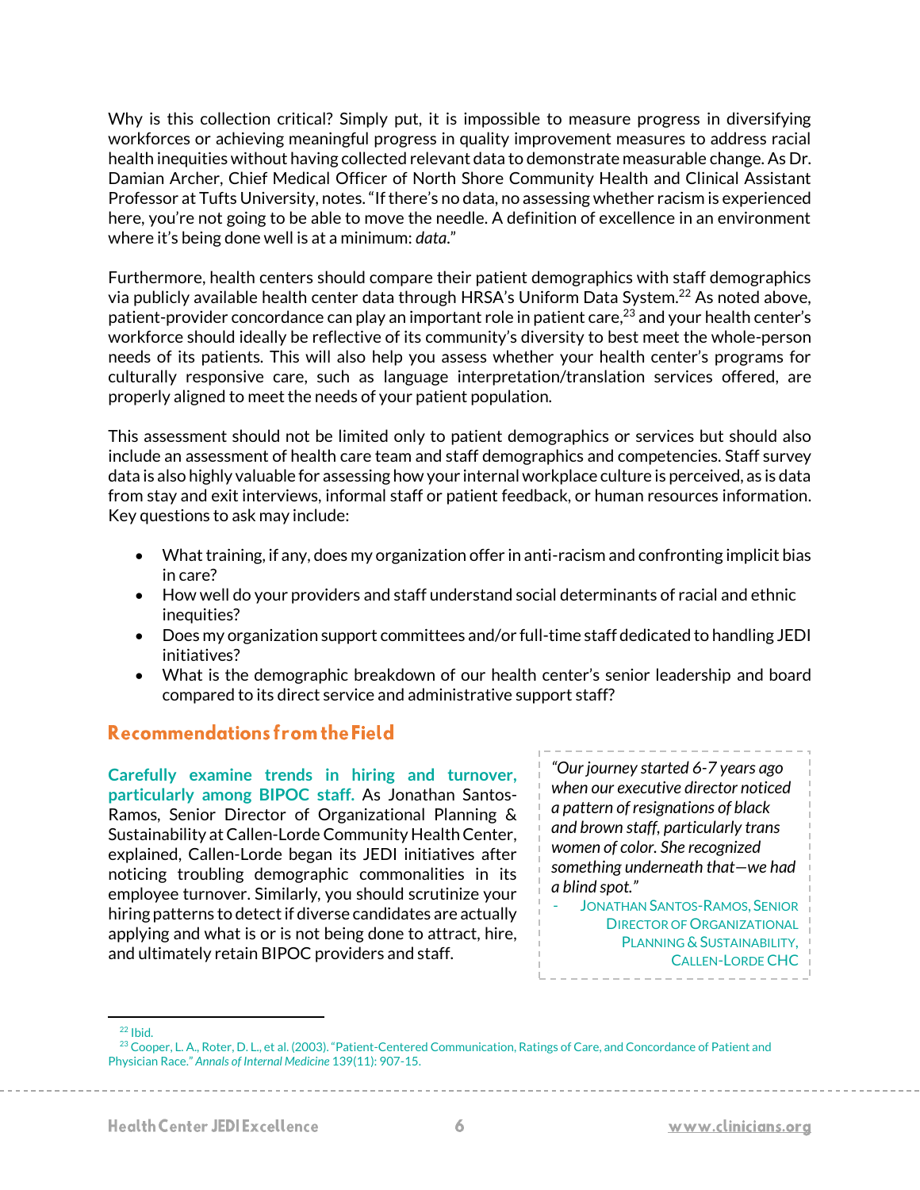Why is this collection critical? Simply put, it is impossible to measure progress in diversifying workforces or achieving meaningful progress in quality improvement measures to address racial health inequities without having collected relevant data to demonstrate measurable change. As Dr. Damian Archer, Chief Medical Officer of North Shore Community Health and Clinical Assistant Professor at Tufts University, notes. "If there's no data, no assessing whether racism is experienced here, you're not going to be able to move the needle. A definition of excellence in an environment where it's being done well is at a minimum: *data*."

Furthermore, health centers should compare their patient demographics with staff demographics via publicly available health center data through HRSA's Uniform Data System.[22] As noted above, patient-provider concordance can play an important role in patient care,[23] and your health center's workforce should ideally be reflective of its community's diversity to best meet the whole-person needs of its patients. This will also help you assess whether your health center's programs for culturally responsive care, such as language interpretation/translation services offered, are properly aligned to meet the needs of your patient population.

This assessment should not be limited only to patient demographics or services but should also include an assessment of health care team and staff demographics and competencies. Staff survey data is also highly valuable for assessing how your internal workplace culture is perceived, as is data from stay and exit interviews, informal staff or patient feedback, or human resources information. Key questions to ask may include:

- What training, if any, does my organization offer in anti-racism and confronting implicit bias in care?
- How well do your providers and staff understand social determinants of racial and ethnic inequities?
- Does my organization support committees and/or full-time staff dedicated to handling JEDI initiatives?
- What is the demographic breakdown of our health center's senior leadership and board compared to its direct service and administrative support staff?

## Recommendations from the Field

**Carefully examine trends in hiring and turnover, particularly among BIPOC staff.** As Jonathan Santos-Ramos, Senior Director of Organizational Planning & Sustainability at Callen-Lorde Community Health Center, explained, Callen-Lorde began its JEDI initiatives after noticing troubling demographic commonalities in its employee turnover. Similarly, you should scrutinize your hiring patterns to detect if diverse candidates are actually applying and what is or is not being done to attract, hire, and ultimately retain BIPOC providers and staff.

> *"Our journey started 6-7 years ago when our executive director noticed a pattern of resignations of black and brown staff, particularly trans women of color. She recognized something underneath that—we had a blind spot."*
>
> - Jonathan Santos-Ramos, Senior Director of Organizational Planning & Sustainability, Callen-Lorde CHC

---

[22] Ibid.

[23] Cooper, L. A., Roter, D. L., et al. (2003). "Patient-Centered Communication, Ratings of Care, and Concordance of Patient and Physician Race." *Annals of Internal Medicine* 139(11): 907-15.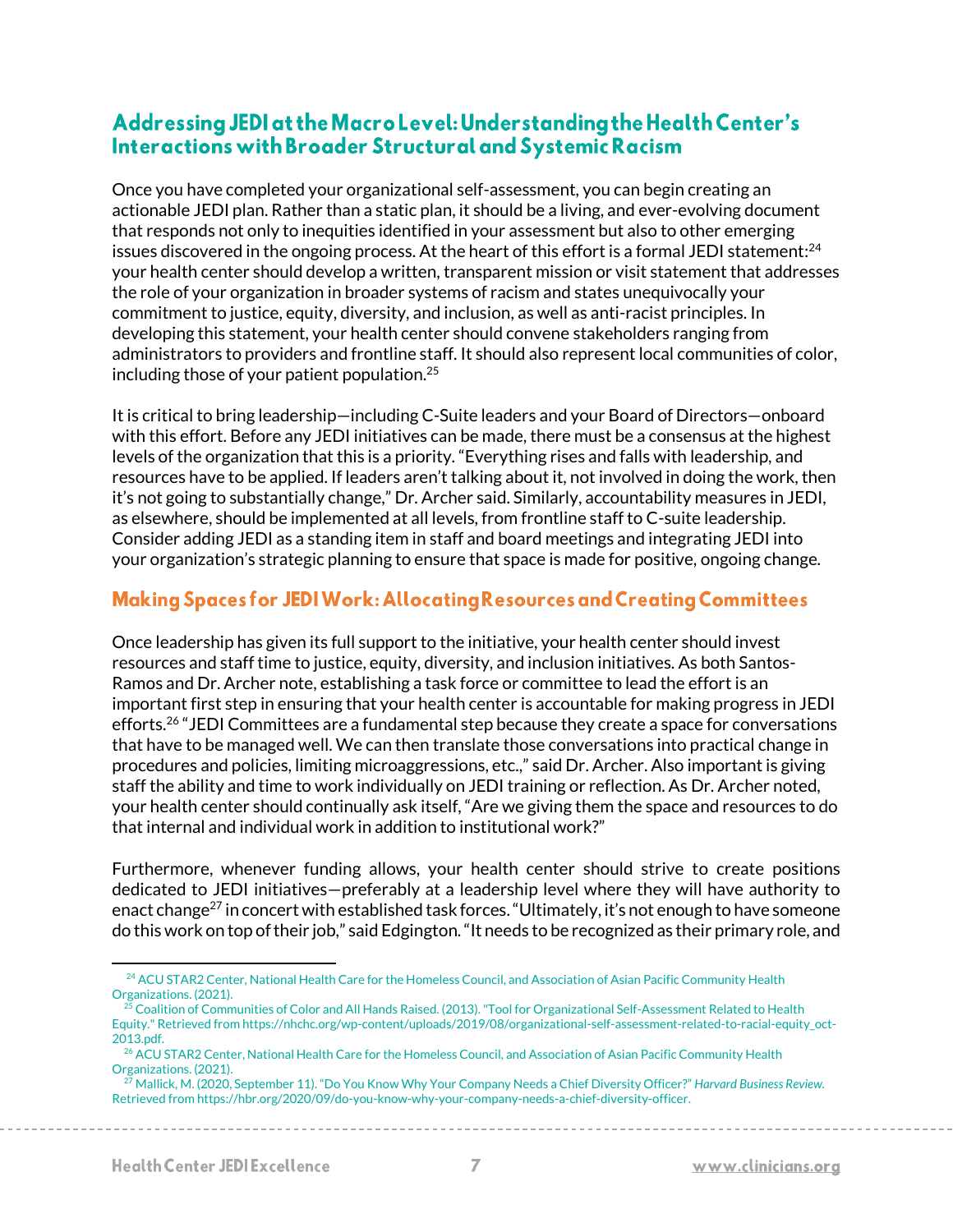## Addressing JEDI at the Macro Level: Understanding the Health Center's Interactions with Broader Structural and Systemic Racism

Once you have completed your organizational self-assessment, you can begin creating an actionable JEDI plan. Rather than a static plan, it should be a living, and ever-evolving document that responds not only to inequities identified in your assessment but also to other emerging issues discovered in the ongoing process. At the heart of this effort is a formal JEDI statement:[24] your health center should develop a written, transparent mission or visit statement that addresses the role of your organization in broader systems of racism and states unequivocally your commitment to justice, equity, diversity, and inclusion, as well as anti-racist principles. In developing this statement, your health center should convene stakeholders ranging from administrators to providers and frontline staff. It should also represent local communities of color, including those of your patient population.[25]

It is critical to bring leadership—including C-Suite leaders and your Board of Directors—onboard with this effort. Before any JEDI initiatives can be made, there must be a consensus at the highest levels of the organization that this is a priority. "Everything rises and falls with leadership, and resources have to be applied. If leaders aren't talking about it, not involved in doing the work, then it's not going to substantially change," Dr. Archer said. Similarly, accountability measures in JEDI, as elsewhere, should be implemented at all levels, from frontline staff to C-suite leadership. Consider adding JEDI as a standing item in staff and board meetings and integrating JEDI into your organization's strategic planning to ensure that space is made for positive, ongoing change.

### Making Spaces for JEDI Work: Allocating Resources and Creating Committees

Once leadership has given its full support to the initiative, your health center should invest resources and staff time to justice, equity, diversity, and inclusion initiatives. As both Santos-Ramos and Dr. Archer note, establishing a task force or committee to lead the effort is an important first step in ensuring that your health center is accountable for making progress in JEDI efforts.[26] "JEDI Committees are a fundamental step because they create a space for conversations that have to be managed well. We can then translate those conversations into practical change in procedures and policies, limiting microaggressions, etc.," said Dr. Archer. Also important is giving staff the ability and time to work individually on JEDI training or reflection. As Dr. Archer noted, your health center should continually ask itself, "Are we giving them the space and resources to do that internal and individual work in addition to institutional work?"

Furthermore, whenever funding allows, your health center should strive to create positions dedicated to JEDI initiatives—preferably at a leadership level where they will have authority to enact change[27] in concert with established task forces. "Ultimately, it's not enough to have someone do this work on top of their job," said Edgington. "It needs to be recognized as their primary role, and

---

[24] ACU STAR2 Center, National Health Care for the Homeless Council, and Association of Asian Pacific Community Health Organizations. (2021).

[25] Coalition of Communities of Color and All Hands Raised. (2013). "Tool for Organizational Self-Assessment Related to Health Equity." Retrieved from https://nhchc.org/wp-content/uploads/2019/08/organizational-self-assessment-related-to-racial-equity_oct-2013.pdf.

[26] ACU STAR2 Center, National Health Care for the Homeless Council, and Association of Asian Pacific Community Health Organizations. (2021).

[27] Mallick, M. (2020, September 11). "Do You Know Why Your Company Needs a Chief Diversity Officer?" *Harvard Business Review*. Retrieved from https://hbr.org/2020/09/do-you-know-why-your-company-needs-a-chief-diversity-officer.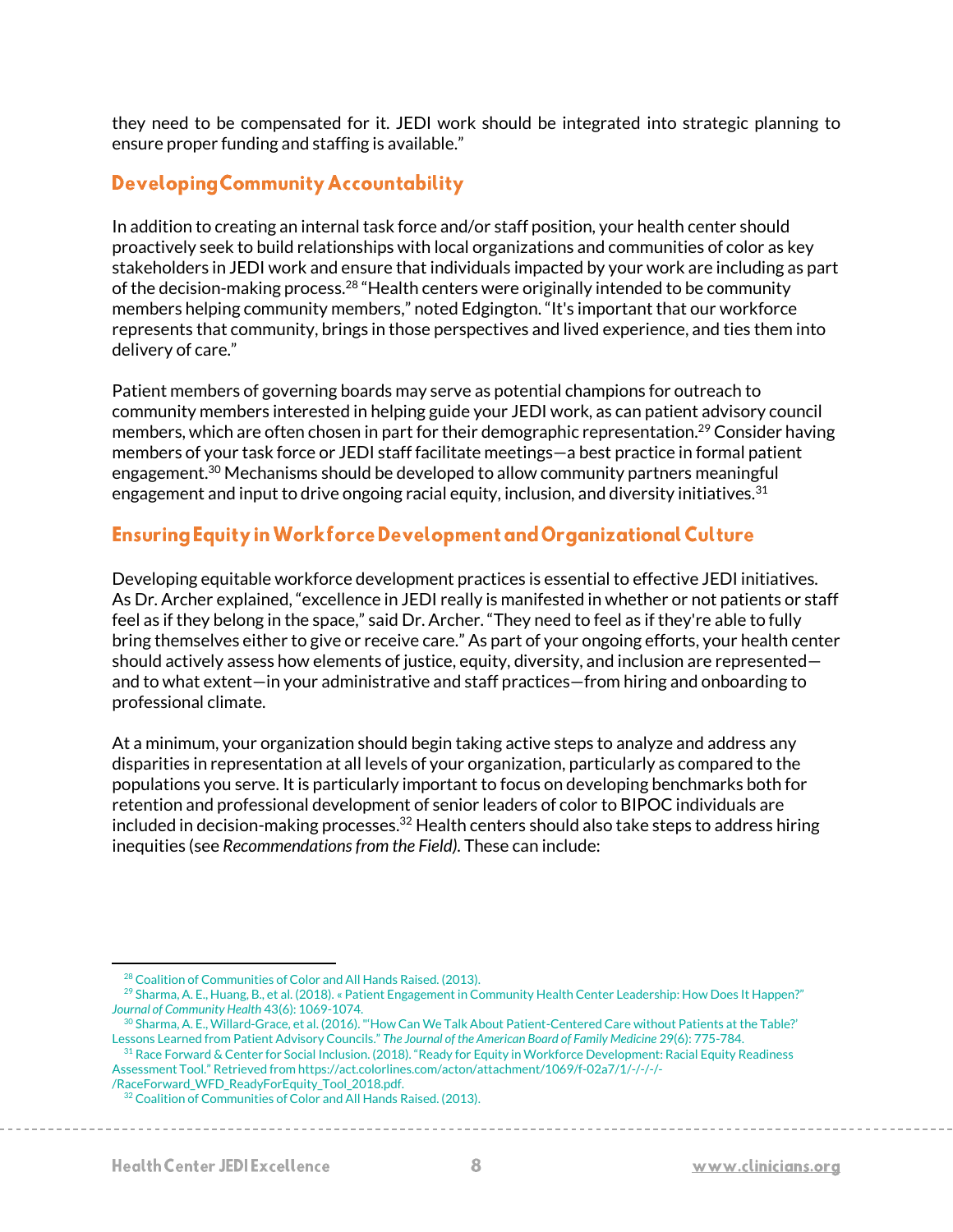they need to be compensated for it. JEDI work should be integrated into strategic planning to ensure proper funding and staffing is available."

## Developing Community Accountability

In addition to creating an internal task force and/or staff position, your health center should proactively seek to build relationships with local organizations and communities of color as key stakeholders in JEDI work and ensure that individuals impacted by your work are including as part of the decision-making process.[28] "Health centers were originally intended to be community members helping community members," noted Edgington. "It's important that our workforce represents that community, brings in those perspectives and lived experience, and ties them into delivery of care."

Patient members of governing boards may serve as potential champions for outreach to community members interested in helping guide your JEDI work, as can patient advisory council members, which are often chosen in part for their demographic representation.[29] Consider having members of your task force or JEDI staff facilitate meetings—a best practice in formal patient engagement.[30] Mechanisms should be developed to allow community partners meaningful engagement and input to drive ongoing racial equity, inclusion, and diversity initiatives.[31]

## Ensuring Equity in Workforce Development and Organizational Culture

Developing equitable workforce development practices is essential to effective JEDI initiatives. As Dr. Archer explained, "excellence in JEDI really is manifested in whether or not patients or staff feel as if they belong in the space," said Dr. Archer. "They need to feel as if they're able to fully bring themselves either to give or receive care." As part of your ongoing efforts, your health center should actively assess how elements of justice, equity, diversity, and inclusion are represented—and to what extent—in your administrative and staff practices—from hiring and onboarding to professional climate.

At a minimum, your organization should begin taking active steps to analyze and address any disparities in representation at all levels of your organization, particularly as compared to the populations you serve. It is particularly important to focus on developing benchmarks both for retention and professional development of senior leaders of color to BIPOC individuals are included in decision-making processes.[32] Health centers should also take steps to address hiring inequities (see *Recommendations from the Field)*. These can include:

---

[28] Coalition of Communities of Color and All Hands Raised. (2013).

[29] Sharma, A. E., Huang, B., et al. (2018). « Patient Engagement in Community Health Center Leadership: How Does It Happen?" *Journal of Community Health* 43(6): 1069-1074.

[30] Sharma, A. E., Willard-Grace, et al. (2016). "'How Can We Talk About Patient-Centered Care without Patients at the Table?' Lessons Learned from Patient Advisory Councils." *The Journal of the American Board of Family Medicine* 29(6): 775-784.

[31] Race Forward & Center for Social Inclusion. (2018). "Ready for Equity in Workforce Development: Racial Equity Readiness Assessment Tool." Retrieved from https://act.colorlines.com/acton/attachment/1069/f-02a7/1/-/-/-/-/RaceForward_WFD_ReadyForEquity_Tool_2018.pdf.

[32] Coalition of Communities of Color and All Hands Raised. (2013).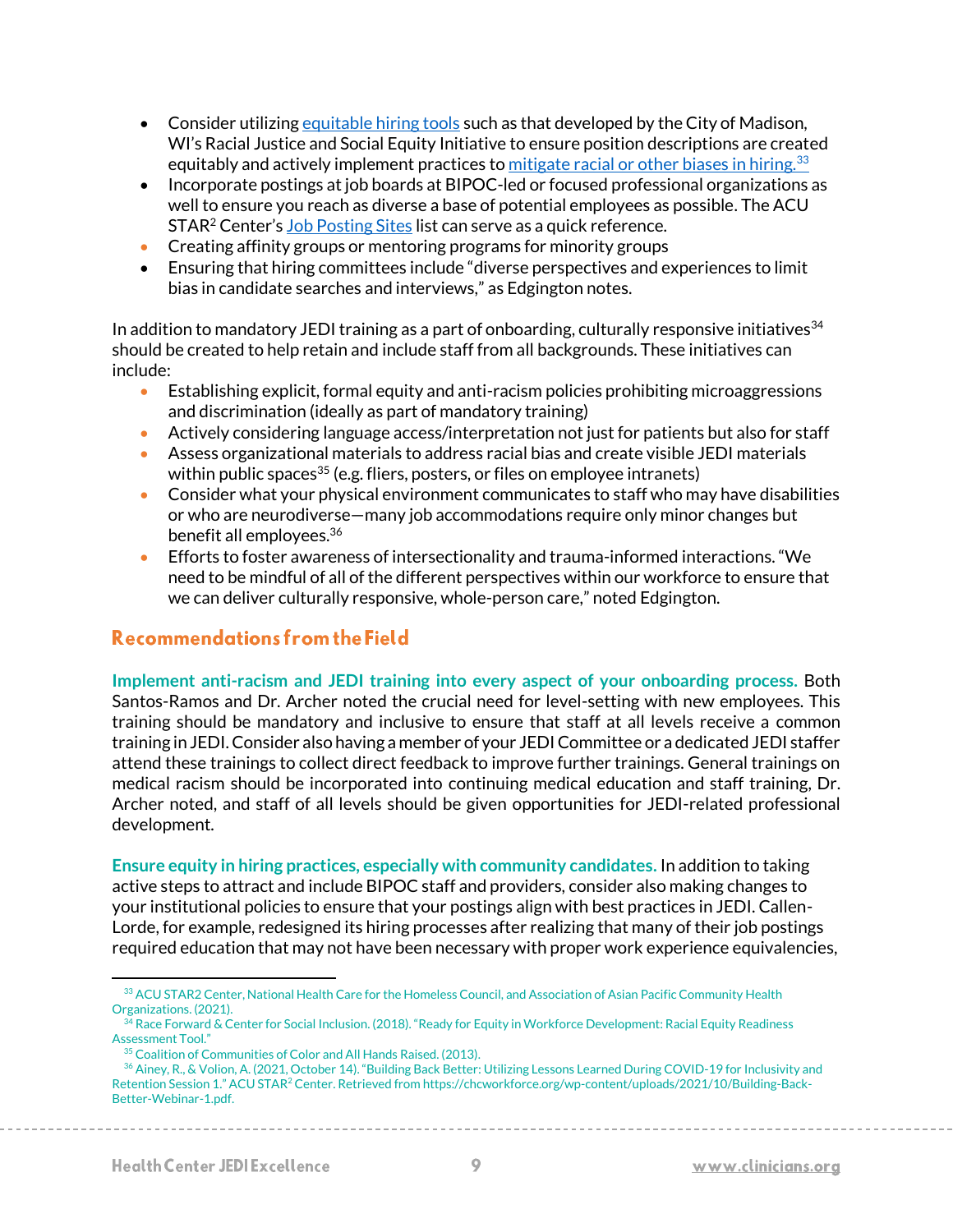- Consider utilizing [equitable hiring tools](#) such as that developed by the City of Madison, WI's Racial Justice and Social Equity Initiative to ensure position descriptions are created equitably and actively implement practices to [mitigate racial or other biases in hiring.[33]](#)
- Incorporate postings at job boards at BIPOC-led or focused professional organizations as well to ensure you reach as diverse a base of potential employees as possible. The ACU STAR[2] Center's [Job Posting Sites](#) list can serve as a quick reference.
- Creating affinity groups or mentoring programs for minority groups
- Ensuring that hiring committees include "diverse perspectives and experiences to limit bias in candidate searches and interviews," as Edgington notes.

In addition to mandatory JEDI training as a part of onboarding, culturally responsive initiatives[34] should be created to help retain and include staff from all backgrounds. These initiatives can include:

- Establishing explicit, formal equity and anti-racism policies prohibiting microaggressions and discrimination (ideally as part of mandatory training)
- Actively considering language access/interpretation not just for patients but also for staff
- Assess organizational materials to address racial bias and create visible JEDI materials within public spaces[35] (e.g. fliers, posters, or files on employee intranets)
- Consider what your physical environment communicates to staff who may have disabilities or who are neurodiverse—many job accommodations require only minor changes but benefit all employees.[36]
- Efforts to foster awareness of intersectionality and trauma-informed interactions. "We need to be mindful of all of the different perspectives within our workforce to ensure that we can deliver culturally responsive, whole-person care," noted Edgington.

## Recommendations from the Field

**Implement anti-racism and JEDI training into every aspect of your onboarding process.** Both Santos-Ramos and Dr. Archer noted the crucial need for level-setting with new employees. This training should be mandatory and inclusive to ensure that staff at all levels receive a common training in JEDI. Consider also having a member of your JEDI Committee or a dedicated JEDI staffer attend these trainings to collect direct feedback to improve further trainings. General trainings on medical racism should be incorporated into continuing medical education and staff training, Dr. Archer noted, and staff of all levels should be given opportunities for JEDI-related professional development.

**Ensure equity in hiring practices, especially with community candidates.** In addition to taking active steps to attract and include BIPOC staff and providers, consider also making changes to your institutional policies to ensure that your postings align with best practices in JEDI. Callen-Lorde, for example, redesigned its hiring processes after realizing that many of their job postings required education that may not have been necessary with proper work experience equivalencies,

---

[33] ACU STAR2 Center, National Health Care for the Homeless Council, and Association of Asian Pacific Community Health Organizations. (2021).

[34] Race Forward & Center for Social Inclusion. (2018). "Ready for Equity in Workforce Development: Racial Equity Readiness Assessment Tool."

[35] Coalition of Communities of Color and All Hands Raised. (2013).

[36] Ainey, R., & Volion, A. (2021, October 14). "Building Back Better: Utilizing Lessons Learned During COVID-19 for Inclusivity and Retention Session 1." ACU STAR[2] Center. Retrieved from https://chcworkforce.org/wp-content/uploads/2021/10/Building-Back-Better-Webinar-1.pdf.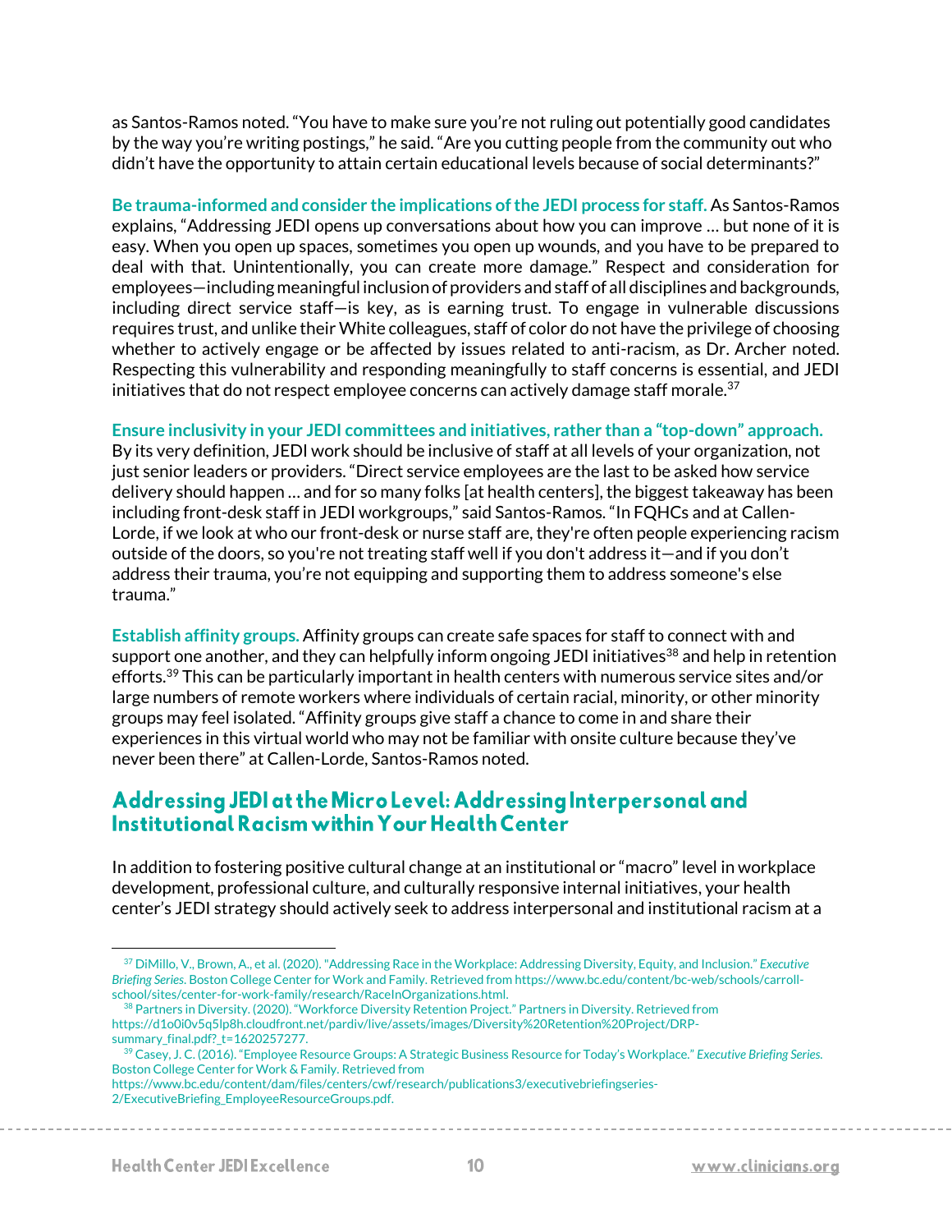as Santos-Ramos noted. "You have to make sure you're not ruling out potentially good candidates by the way you're writing postings," he said. "Are you cutting people from the community out who didn't have the opportunity to attain certain educational levels because of social determinants?"

**Be trauma-informed and consider the implications of the JEDI process for staff.** As Santos-Ramos explains, "Addressing JEDI opens up conversations about how you can improve … but none of it is easy. When you open up spaces, sometimes you open up wounds, and you have to be prepared to deal with that. Unintentionally, you can create more damage." Respect and consideration for employees—including meaningful inclusion of providers and staff of all disciplines and backgrounds, including direct service staff—is key, as is earning trust. To engage in vulnerable discussions requires trust, and unlike their White colleagues, staff of color do not have the privilege of choosing whether to actively engage or be affected by issues related to anti-racism, as Dr. Archer noted. Respecting this vulnerability and responding meaningfully to staff concerns is essential, and JEDI initiatives that do not respect employee concerns can actively damage staff morale.[37]

**Ensure inclusivity in your JEDI committees and initiatives, rather than a "top-down" approach.** By its very definition, JEDI work should be inclusive of staff at all levels of your organization, not just senior leaders or providers. "Direct service employees are the last to be asked how service delivery should happen … and for so many folks [at health centers], the biggest takeaway has been including front-desk staff in JEDI workgroups," said Santos-Ramos. "In FQHCs and at Callen-Lorde, if we look at who our front-desk or nurse staff are, they're often people experiencing racism outside of the doors, so you're not treating staff well if you don't address it—and if you don't address their trauma, you're not equipping and supporting them to address someone's else trauma."

**Establish affinity groups.** Affinity groups can create safe spaces for staff to connect with and support one another, and they can helpfully inform ongoing JEDI initiatives[38] and help in retention efforts.[39] This can be particularly important in health centers with numerous service sites and/or large numbers of remote workers where individuals of certain racial, minority, or other minority groups may feel isolated. "Affinity groups give staff a chance to come in and share their experiences in this virtual world who may not be familiar with onsite culture because they've never been there" at Callen-Lorde, Santos-Ramos noted.

## Addressing JEDI at the Micro Level: Addressing Interpersonal and Institutional Racism within Your Health Center

In addition to fostering positive cultural change at an institutional or "macro" level in workplace development, professional culture, and culturally responsive internal initiatives, your health center's JEDI strategy should actively seek to address interpersonal and institutional racism at a

---

[37] DiMillo, V., Brown, A., et al. (2020). "Addressing Race in the Workplace: Addressing Diversity, Equity, and Inclusion." *Executive Briefing Series*. Boston College Center for Work and Family. Retrieved from https://www.bc.edu/content/bc-web/schools/carroll-school/sites/center-for-work-family/research/RaceInOrganizations.html.

[38] Partners in Diversity. (2020). "Workforce Diversity Retention Project." Partners in Diversity. Retrieved from https://d1o0i0v5q5lp8h.cloudfront.net/pardiv/live/assets/images/Diversity%20Retention%20Project/DRP-summary_final.pdf?_t=1620257277.

[39] Casey, J. C. (2016). "Employee Resource Groups: A Strategic Business Resource for Today's Workplace." *Executive Briefing Series*. Boston College Center for Work & Family. Retrieved from https://www.bc.edu/content/dam/files/centers/cwf/research/publications3/executivebriefingseries-2/ExecutiveBriefing_EmployeeResourceGroups.pdf.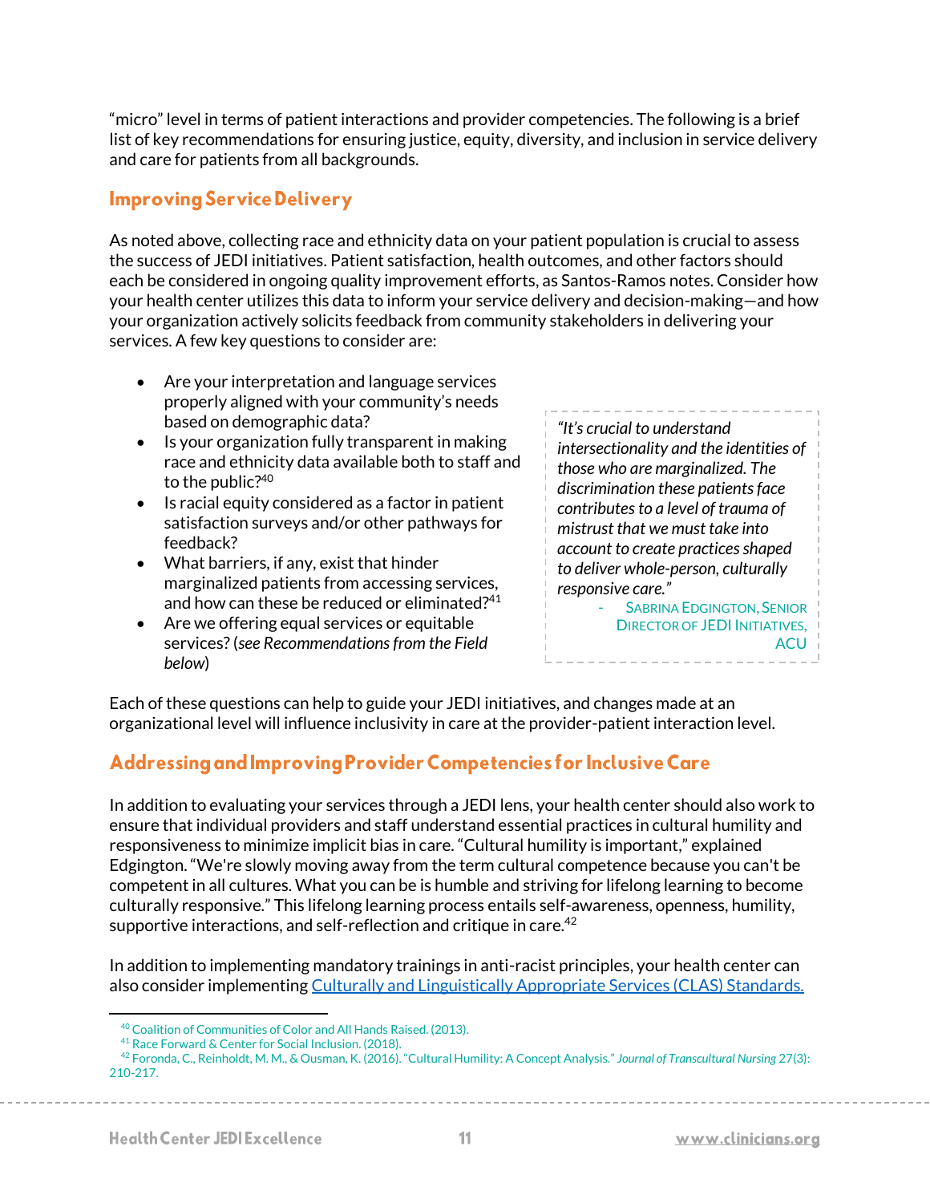"micro" level in terms of patient interactions and provider competencies. The following is a brief list of key recommendations for ensuring justice, equity, diversity, and inclusion in service delivery and care for patients from all backgrounds.

## Improving Service Delivery

As noted above, collecting race and ethnicity data on your patient population is crucial to assess the success of JEDI initiatives. Patient satisfaction, health outcomes, and other factors should each be considered in ongoing quality improvement efforts, as Santos-Ramos notes. Consider how your health center utilizes this data to inform your service delivery and decision-making—and how your organization actively solicits feedback from community stakeholders in delivering your services. A few key questions to consider are:

- Are your interpretation and language services properly aligned with your community's needs based on demographic data?
- Is your organization fully transparent in making race and ethnicity data available both to staff and to the public?[40]
- Is racial equity considered as a factor in patient satisfaction surveys and/or other pathways for feedback?
- What barriers, if any, exist that hinder marginalized patients from accessing services, and how can these be reduced or eliminated?[41]
- Are we offering equal services or equitable services? (*see Recommendations from the Field below*)

> *"It's crucial to understand intersectionality and the identities of those who are marginalized. The discrimination these patients face contributes to a level of trauma of mistrust that we must take into account to create practices shaped to deliver whole-person, culturally responsive care."*
>
> - Sabrina Edgington, Senior Director of JEDI Initiatives, ACU

Each of these questions can help to guide your JEDI initiatives, and changes made at an organizational level will influence inclusivity in care at the provider-patient interaction level.

## Addressing and Improving Provider Competencies for Inclusive Care

In addition to evaluating your services through a JEDI lens, your health center should also work to ensure that individual providers and staff understand essential practices in cultural humility and responsiveness to minimize implicit bias in care. "Cultural humility is important," explained Edgington. "We're slowly moving away from the term cultural competence because you can't be competent in all cultures. What you can be is humble and striving for lifelong learning to become culturally responsive." This lifelong learning process entails self-awareness, openness, humility, supportive interactions, and self-reflection and critique in care.[42]

In addition to implementing mandatory trainings in anti-racist principles, your health center can also consider implementing Culturally and Linguistically Appropriate Services (CLAS) Standards.

---

[40] Coalition of Communities of Color and All Hands Raised. (2013).

[41] Race Forward & Center for Social Inclusion. (2018).

[42] Foronda, C., Reinholdt, M. M., & Ousman, K. (2016). "Cultural Humility: A Concept Analysis." *Journal of Transcultural Nursing* 27(3): 210-217.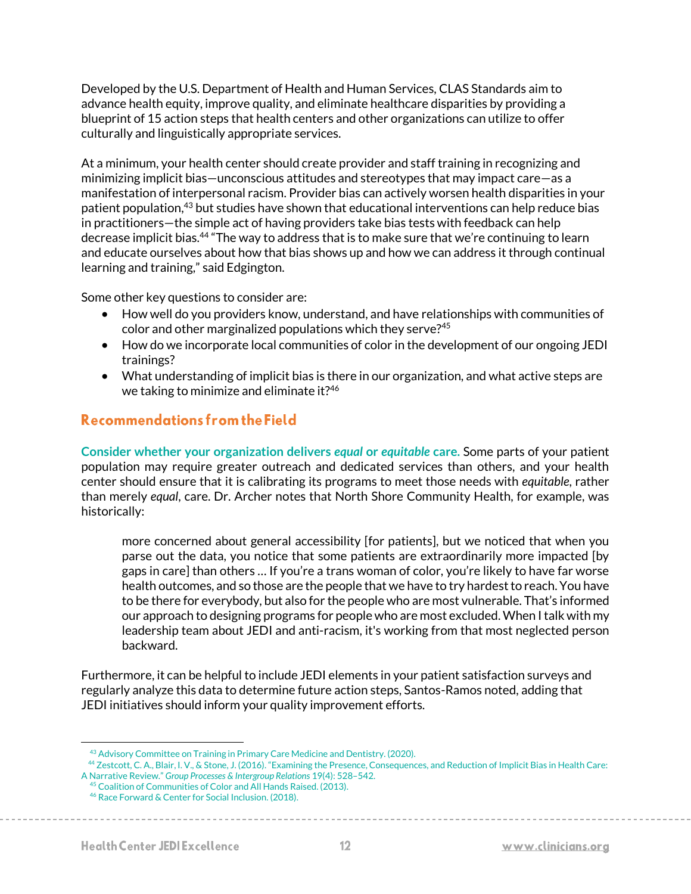Developed by the U.S. Department of Health and Human Services, CLAS Standards aim to advance health equity, improve quality, and eliminate healthcare disparities by providing a blueprint of 15 action steps that health centers and other organizations can utilize to offer culturally and linguistically appropriate services.

At a minimum, your health center should create provider and staff training in recognizing and minimizing implicit bias—unconscious attitudes and stereotypes that may impact care—as a manifestation of interpersonal racism. Provider bias can actively worsen health disparities in your patient population,[43] but studies have shown that educational interventions can help reduce bias in practitioners—the simple act of having providers take bias tests with feedback can help decrease implicit bias.[44] "The way to address that is to make sure that we're continuing to learn and educate ourselves about how that bias shows up and how we can address it through continual learning and training," said Edgington.

Some other key questions to consider are:

- How well do you providers know, understand, and have relationships with communities of color and other marginalized populations which they serve?[45]
- How do we incorporate local communities of color in the development of our ongoing JEDI trainings?
- What understanding of implicit bias is there in our organization, and what active steps are we taking to minimize and eliminate it?[46]

## Recommendations from the Field

**Consider whether your organization delivers *equal* or *equitable* care.** Some parts of your patient population may require greater outreach and dedicated services than others, and your health center should ensure that it is calibrating its programs to meet those needs with *equitable*, rather than merely *equal*, care. Dr. Archer notes that North Shore Community Health, for example, was historically:

> more concerned about general accessibility [for patients], but we noticed that when you parse out the data, you notice that some patients are extraordinarily more impacted [by gaps in care] than others … If you're a trans woman of color, you're likely to have far worse health outcomes, and so those are the people that we have to try hardest to reach. You have to be there for everybody, but also for the people who are most vulnerable. That's informed our approach to designing programs for people who are most excluded. When I talk with my leadership team about JEDI and anti-racism, it's working from that most neglected person backward.

Furthermore, it can be helpful to include JEDI elements in your patient satisfaction surveys and regularly analyze this data to determine future action steps, Santos-Ramos noted, adding that JEDI initiatives should inform your quality improvement efforts.

---

[43] Advisory Committee on Training in Primary Care Medicine and Dentistry. (2020).

[44] Zestcott, C. A., Blair, I. V., & Stone, J. (2016). "Examining the Presence, Consequences, and Reduction of Implicit Bias in Health Care: A Narrative Review." *Group Processes & Intergroup Relations* 19(4): 528–542.

[45] Coalition of Communities of Color and All Hands Raised. (2013).

[46] Race Forward & Center for Social Inclusion. (2018).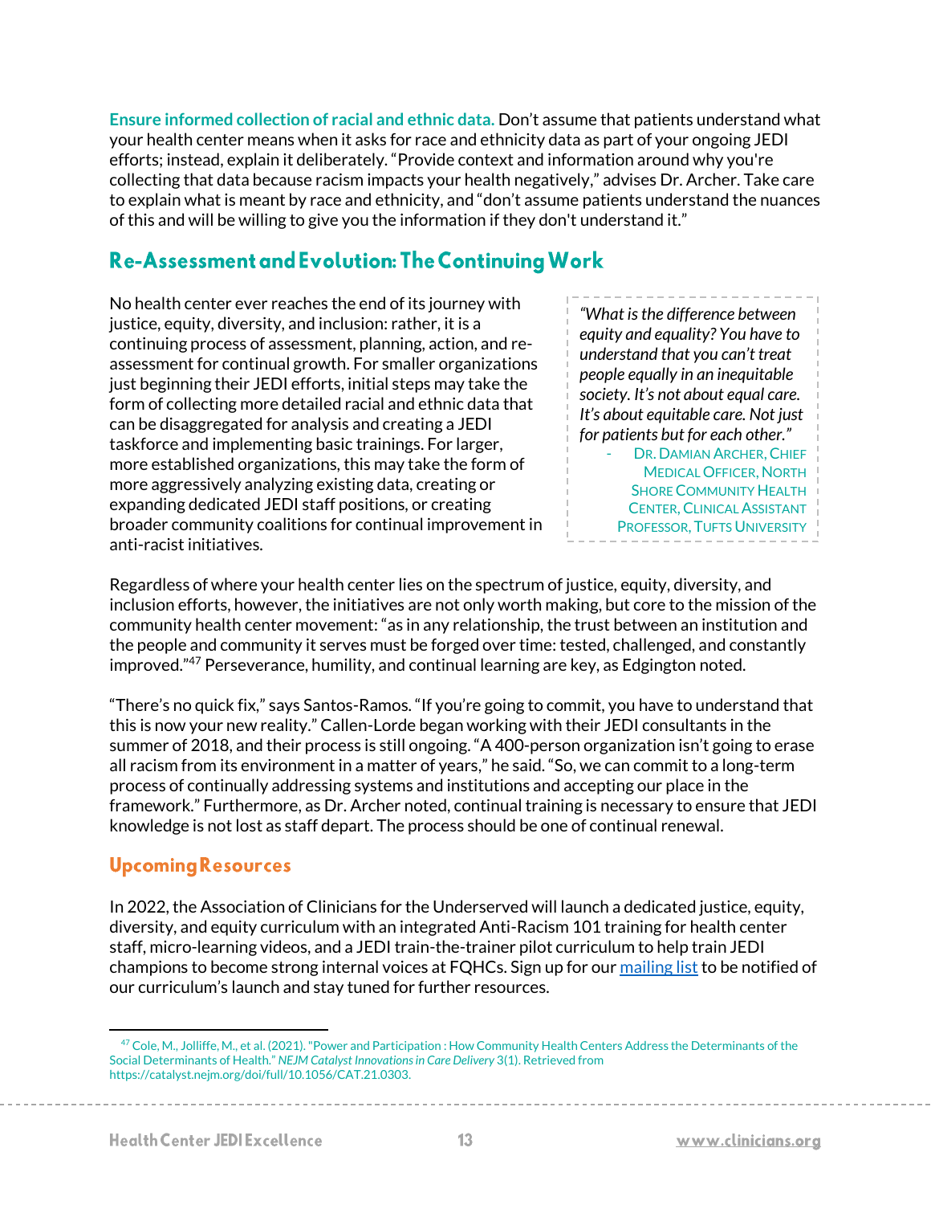**Ensure informed collection of racial and ethnic data.** Don't assume that patients understand what your health center means when it asks for race and ethnicity data as part of your ongoing JEDI efforts; instead, explain it deliberately. "Provide context and information around why you're collecting that data because racism impacts your health negatively," advises Dr. Archer. Take care to explain what is meant by race and ethnicity, and "don't assume patients understand the nuances of this and will be willing to give you the information if they don't understand it."

## Re-Assessment and Evolution: The Continuing Work

No health center ever reaches the end of its journey with justice, equity, diversity, and inclusion: rather, it is a continuing process of assessment, planning, action, and re-assessment for continual growth. For smaller organizations just beginning their JEDI efforts, initial steps may take the form of collecting more detailed racial and ethnic data that can be disaggregated for analysis and creating a JEDI taskforce and implementing basic trainings. For larger, more established organizations, this may take the form of more aggressively analyzing existing data, creating or expanding dedicated JEDI staff positions, or creating broader community coalitions for continual improvement in anti-racist initiatives.

> *"What is the difference between equity and equality? You have to understand that you can't treat people equally in an inequitable society. It's not about equal care. It's about equitable care. Not just for patients but for each other."*
>
> \- Dr. Damian Archer, Chief Medical Officer, North Shore Community Health Center, Clinical Assistant Professor, Tufts University

Regardless of where your health center lies on the spectrum of justice, equity, diversity, and inclusion efforts, however, the initiatives are not only worth making, but core to the mission of the community health center movement: "as in any relationship, the trust between an institution and the people and community it serves must be forged over time: tested, challenged, and constantly improved."[47] Perseverance, humility, and continual learning are key, as Edgington noted.

"There's no quick fix," says Santos-Ramos. "If you're going to commit, you have to understand that this is now your new reality." Callen-Lorde began working with their JEDI consultants in the summer of 2018, and their process is still ongoing. "A 400-person organization isn't going to erase all racism from its environment in a matter of years," he said. "So, we can commit to a long-term process of continually addressing systems and institutions and accepting our place in the framework." Furthermore, as Dr. Archer noted, continual training is necessary to ensure that JEDI knowledge is not lost as staff depart. The process should be one of continual renewal.

### Upcoming Resources

In 2022, the Association of Clinicians for the Underserved will launch a dedicated justice, equity, diversity, and equity curriculum with an integrated Anti-Racism 101 training for health center staff, micro-learning videos, and a JEDI train-the-trainer pilot curriculum to help train JEDI champions to become strong internal voices at FQHCs. Sign up for our mailing list to be notified of our curriculum's launch and stay tuned for further resources.

---

[47] Cole, M., Jolliffe, M., et al. (2021). "Power and Participation : How Community Health Centers Address the Determinants of the Social Determinants of Health." *NEJM Catalyst Innovations in Care Delivery* 3(1). Retrieved from https://catalyst.nejm.org/doi/full/10.1056/CAT.21.0303.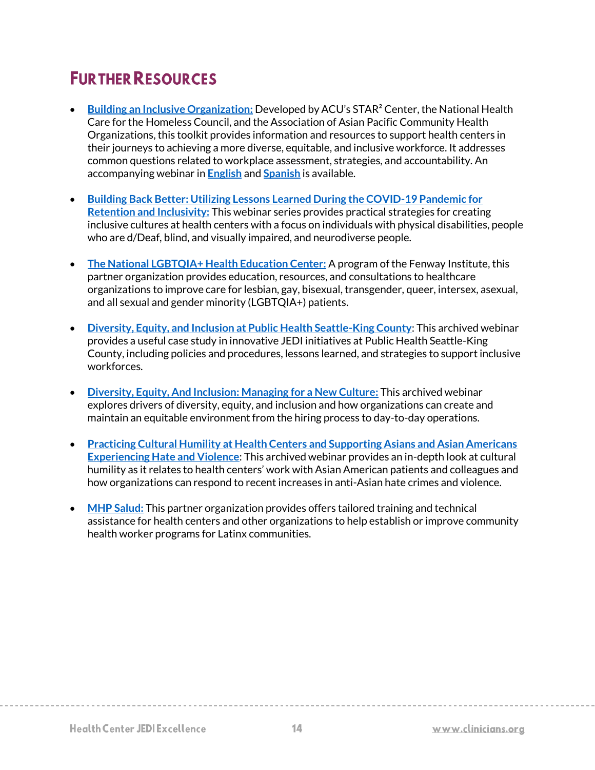## Further Resources

- **Building an Inclusive Organization:** Developed by ACU's STAR² Center, the National Health Care for the Homeless Council, and the Association of Asian Pacific Community Health Organizations, this toolkit provides information and resources to support health centers in their journeys to achieving a more diverse, equitable, and inclusive workforce. It addresses common questions related to workplace assessment, strategies, and accountability. An accompanying webinar in **English** and **Spanish** is available.

- **Building Back Better: Utilizing Lessons Learned During the COVID-19 Pandemic for Retention and Inclusivity:** This webinar series provides practical strategies for creating inclusive cultures at health centers with a focus on individuals with physical disabilities, people who are d/Deaf, blind, and visually impaired, and neurodiverse people.

- **The National LGBTQIA+ Health Education Center:** A program of the Fenway Institute, this partner organization provides education, resources, and consultations to healthcare organizations to improve care for lesbian, gay, bisexual, transgender, queer, intersex, asexual, and all sexual and gender minority (LGBTQIA+) patients.

- **Diversity, Equity, and Inclusion at Public Health Seattle-King County**: This archived webinar provides a useful case study in innovative JEDI initiatives at Public Health Seattle-King County, including policies and procedures, lessons learned, and strategies to support inclusive workforces.

- **Diversity, Equity, And Inclusion: Managing for a New Culture:** This archived webinar explores drivers of diversity, equity, and inclusion and how organizations can create and maintain an equitable environment from the hiring process to day-to-day operations.

- **Practicing Cultural Humility at Health Centers and Supporting Asians and Asian Americans Experiencing Hate and Violence**: This archived webinar provides an in-depth look at cultural humility as it relates to health centers' work with Asian American patients and colleagues and how organizations can respond to recent increases in anti-Asian hate crimes and violence.

- **MHP Salud:** This partner organization provides offers tailored training and technical assistance for health centers and other organizations to help establish or improve community health worker programs for Latinx communities.